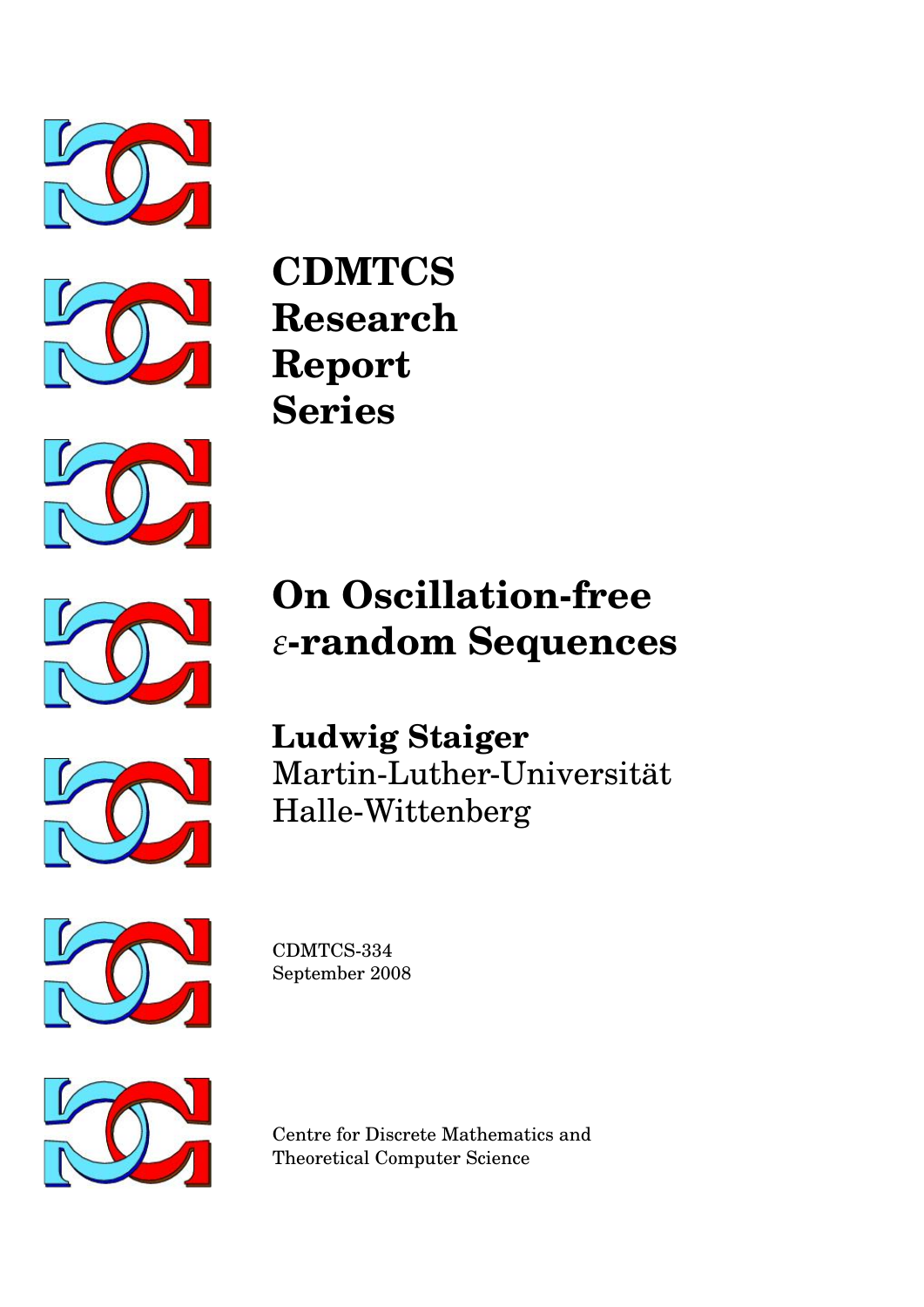# CDMTCS Research Report Series

# On Oscillation-free $\varepsilon$-random Sequences

**Ludwig Staiger**
Martin-Luther-Universität
Halle-Wittenberg

CDMTCS-334
September 2008

Centre for Discrete Mathematics and
Theoretical Computer Science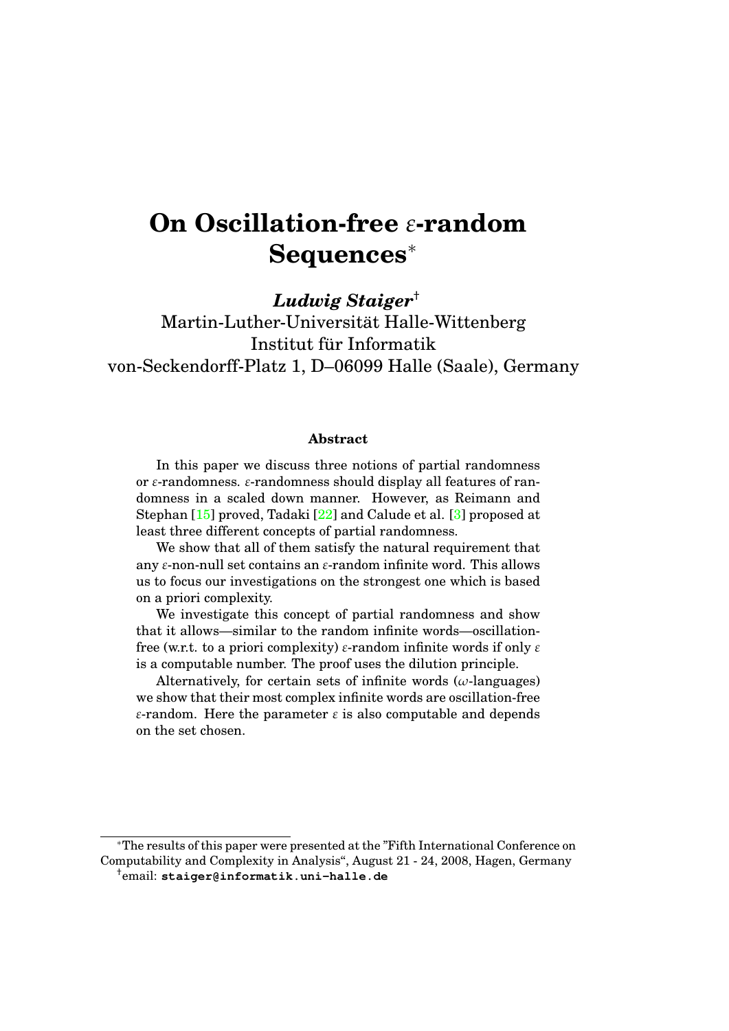# On Oscillation-free $\varepsilon$-random Sequences*

***Ludwig Staiger***[†]

Martin-Luther-Universität Halle-Wittenberg
Institut für Informatik
von-Seckendorff-Platz 1, D–06099 Halle (Saale), Germany

### Abstract

In this paper we discuss three notions of partial randomness or $\varepsilon$-randomness. $\varepsilon$-randomness should display all features of randomness in a scaled down manner. However, as Reimann and Stephan [15] proved, Tadaki [22] and Calude et al. [3] proposed at least three different concepts of partial randomness.

We show that all of them satisfy the natural requirement that any $\varepsilon$-non-null set contains an $\varepsilon$-random infinite word. This allows us to focus our investigations on the strongest one which is based on a priori complexity.

We investigate this concept of partial randomness and show that it allows—similar to the random infinite words—oscillation-free (w.r.t. to a priori complexity) $\varepsilon$-random infinite words if only $\varepsilon$ is a computable number. The proof uses the dilution principle.

Alternatively, for certain sets of infinite words ($\omega$-languages) we show that their most complex infinite words are oscillation-free $\varepsilon$-random. Here the parameter $\varepsilon$ is also computable and depends on the set chosen.

---

*The results of this paper were presented at the "Fifth International Conference on Computability and Complexity in Analysis", August 21 - 24, 2008, Hagen, Germany

[†]email: **staiger@informatik.uni-halle.de**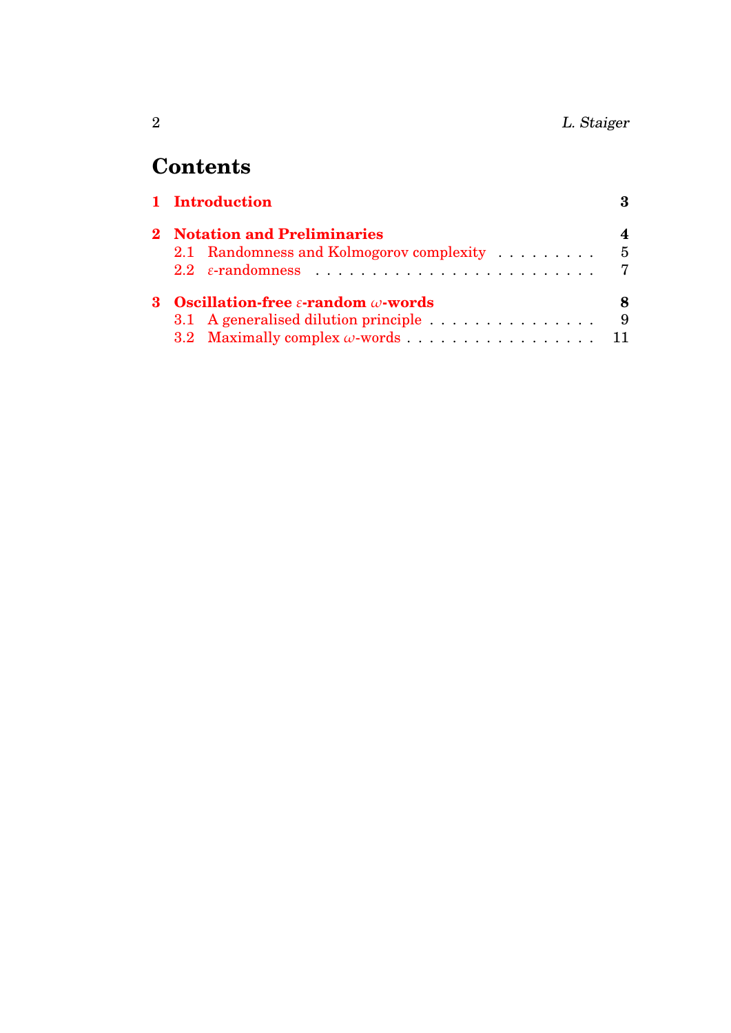# Contents

**1 Introduction** **3**

**2 Notation and Preliminaries** **4**

- 2.1 Randomness and Kolmogorov complexity . . . . . . . . . 5
- 2.2 $\varepsilon$-randomness . . . . . . . . . . . . . . . . . . . . . . . . . . 7

**3 Oscillation-free $\varepsilon$-random $\omega$-words** **8**

- 3.1 A generalised dilution principle . . . . . . . . . . . . . . . . 9
- 3.2 Maximally complex $\omega$-words . . . . . . . . . . . . . . . . . . 11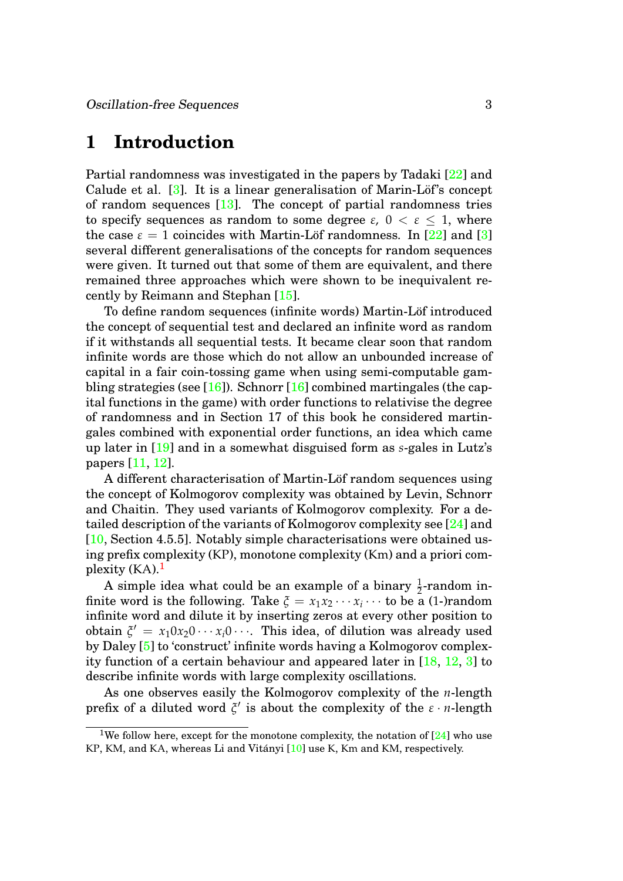# 1 Introduction

Partial randomness was investigated in the papers by Tadaki [22] and Calude et al. [3]. It is a linear generalisation of Marin-Löf's concept of random sequences [13]. The concept of partial randomness tries to specify sequences as random to some degree $\varepsilon$, $0 < \varepsilon \leq 1$, where the case $\varepsilon = 1$ coincides with Martin-Löf randomness. In [22] and [3] several different generalisations of the concepts for random sequences were given. It turned out that some of them are equivalent, and there remained three approaches which were shown to be inequivalent recently by Reimann and Stephan [15].

To define random sequences (infinite words) Martin-Löf introduced the concept of sequential test and declared an infinite word as random if it withstands all sequential tests. It became clear soon that random infinite words are those which do not allow an unbounded increase of capital in a fair coin-tossing game when using semi-computable gambling strategies (see [16]). Schnorr [16] combined martingales (the capital functions in the game) with order functions to relativise the degree of randomness and in Section 17 of this book he considered martingales combined with exponential order functions, an idea which came up later in [19] and in a somewhat disguised form as $s$-gales in Lutz's papers [11, 12].

A different characterisation of Martin-Löf random sequences using the concept of Kolmogorov complexity was obtained by Levin, Schnorr and Chaitin. They used variants of Kolmogorov complexity. For a detailed description of the variants of Kolmogorov complexity see [24] and [10, Section 4.5.5]. Notably simple characterisations were obtained using prefix complexity (KP), monotone complexity (Km) and a priori complexity (KA).[1]

A simple idea what could be an example of a binary $\frac{1}{2}$-random infinite word is the following. Take $\xi = x_1 x_2 \cdots x_i \cdots$ to be a (1-)random infinite word and dilute it by inserting zeros at every other position to obtain $\xi' = x_1 0 x_2 0 \cdots x_i 0 \cdots$. This idea, of dilution was already used by Daley [5] to 'construct' infinite words having a Kolmogorov complexity function of a certain behaviour and appeared later in [18, 12, 3] to describe infinite words with large complexity oscillations.

As one observes easily the Kolmogorov complexity of the $n$-length prefix of a diluted word $\xi'$ is about the complexity of the $\varepsilon \cdot n$-length

[1] We follow here, except for the monotone complexity, the notation of [24] who use KP, KM, and KA, whereas Li and Vitányi [10] use K, Km and KM, respectively.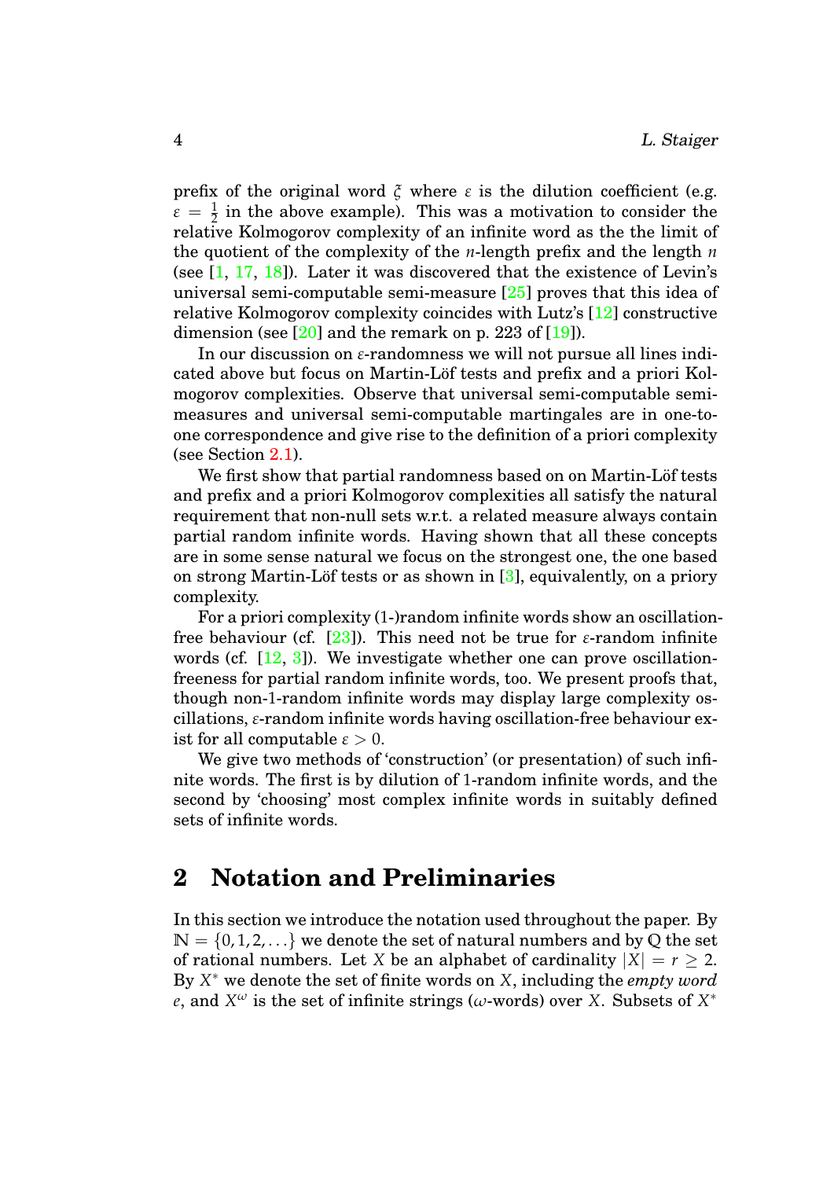prefix of the original word $\xi$ where $\varepsilon$ is the dilution coefficient (e.g. $\varepsilon = \frac{1}{2}$ in the above example). This was a motivation to consider the relative Kolmogorov complexity of an infinite word as the the limit of the quotient of the complexity of the $n$-length prefix and the length $n$ (see [1, 17, 18]). Later it was discovered that the existence of Levin's universal semi-computable semi-measure [25] proves that this idea of relative Kolmogorov complexity coincides with Lutz's [12] constructive dimension (see [20] and the remark on p. 223 of [19]).

In our discussion on $\varepsilon$-randomness we will not pursue all lines indicated above but focus on Martin-Löf tests and prefix and a priori Kolmogorov complexities. Observe that universal semi-computable semi-measures and universal semi-computable martingales are in one-to-one correspondence and give rise to the definition of a priori complexity (see Section 2.1).

We first show that partial randomness based on on Martin-Löf tests and prefix and a priori Kolmogorov complexities all satisfy the natural requirement that non-null sets w.r.t. a related measure always contain partial random infinite words. Having shown that all these concepts are in some sense natural we focus on the strongest one, the one based on strong Martin-Löf tests or as shown in [3], equivalently, on a priory complexity.

For a priori complexity (1-)random infinite words show an oscillation-free behaviour (cf. [23]). This need not be true for $\varepsilon$-random infinite words (cf. [12, 3]). We investigate whether one can prove oscillation-freeness for partial random infinite words, too. We present proofs that, though non-1-random infinite words may display large complexity oscillations, $\varepsilon$-random infinite words having oscillation-free behaviour exist for all computable $\varepsilon > 0$.

We give two methods of 'construction' (or presentation) of such infinite words. The first is by dilution of 1-random infinite words, and the second by 'choosing' most complex infinite words in suitably defined sets of infinite words.

## 2 Notation and Preliminaries

In this section we introduce the notation used throughout the paper. By $\mathbb{N} = \{0, 1, 2, \ldots\}$ we denote the set of natural numbers and by $\mathbb{Q}$ the set of rational numbers. Let $X$ be an alphabet of cardinality $|X| = r \geq 2$. By $X^*$ we denote the set of finite words on $X$, including the *empty word* $e$, and $X^\omega$ is the set of infinite strings ($\omega$-words) over $X$. Subsets of $X^*$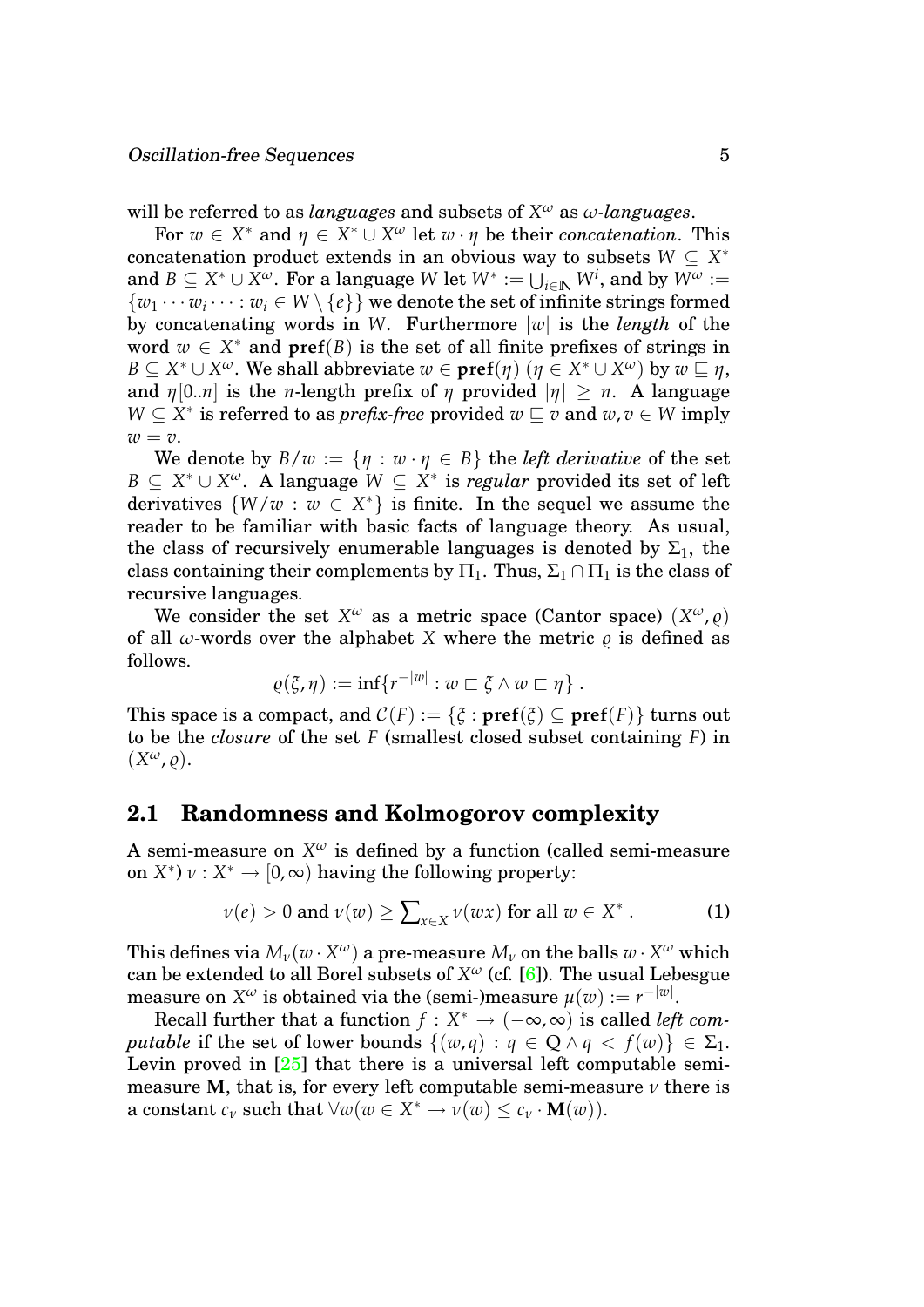will be referred to as *languages* and subsets of $X^\omega$ as $\omega$-*languages*.

For $w \in X^*$ and $\eta \in X^* \cup X^\omega$ let $w \cdot \eta$ be their *concatenation*. This concatenation product extends in an obvious way to subsets $W \subseteq X^*$ and $B \subseteq X^* \cup X^\omega$. For a language $W$ let $W^* := \bigcup_{i \in \mathbb{N}} W^i$, and by $W^\omega := \{w_1 \cdots w_i \cdots : w_i \in W \setminus \{e\}\}$ we denote the set of infinite strings formed by concatenating words in $W$. Furthermore $|w|$ is the *length* of the word $w \in X^*$ and $\mathbf{pref}(B)$ is the set of all finite prefixes of strings in $B \subseteq X^* \cup X^\omega$. We shall abbreviate $w \in \mathbf{pref}(\eta)$ ($\eta \in X^* \cup X^\omega$) by $w \sqsubseteq \eta$, and $\eta[0..n]$ is the $n$-length prefix of $\eta$ provided $|\eta| \geq n$. A language $W \subseteq X^*$ is referred to as *prefix-free* provided $w \sqsubseteq v$ and $w, v \in W$ imply $w = v$.

We denote by $B/w := \{\eta : w \cdot \eta \in B\}$ the *left derivative* of the set $B \subseteq X^* \cup X^\omega$. A language $W \subseteq X^*$ is *regular* provided its set of left derivatives $\{W/w : w \in X^*\}$ is finite. In the sequel we assume the reader to be familiar with basic facts of language theory. As usual, the class of recursively enumerable languages is denoted by $\Sigma_1$, the class containing their complements by $\Pi_1$. Thus, $\Sigma_1 \cap \Pi_1$ is the class of recursive languages.

We consider the set $X^\omega$ as a metric space (Cantor space) $(X^\omega, \varrho)$ of all $\omega$-words over the alphabet $X$ where the metric $\varrho$ is defined as follows.

$$\varrho(\xi, \eta) := \inf\{r^{-|w|} : w \sqsubset \xi \wedge w \sqsubset \eta\} .$$

This space is a compact, and $\mathcal{C}(F) := \{\xi : \mathbf{pref}(\xi) \subseteq \mathbf{pref}(F)\}$ turns out to be the *closure* of the set $F$ (smallest closed subset containing $F$) in $(X^\omega, \varrho)$.

## 2.1 Randomness and Kolmogorov complexity

A semi-measure on $X^\omega$ is defined by a function (called semi-measure on $X^*$) $\nu : X^* \to [0, \infty)$ having the following property:

$$\nu(e) > 0 \text{ and } \nu(w) \geq \sum\nolimits_{x \in X} \nu(wx) \text{ for all } w \in X^* . \tag{1}$$

This defines via $M_\nu(w \cdot X^\omega)$ a pre-measure $M_\nu$ on the balls $w \cdot X^\omega$ which can be extended to all Borel subsets of $X^\omega$ (cf. [6]). The usual Lebesgue measure on $X^\omega$ is obtained via the (semi-)measure $\mu(w) := r^{-|w|}$.

Recall further that a function $f : X^* \to (-\infty, \infty)$ is called *left computable* if the set of lower bounds $\{(w, q) : q \in \mathbb{Q} \wedge q < f(w)\} \in \Sigma_1$. Levin proved in [25] that there is a universal left computable semi-measure $\mathbf{M}$, that is, for every left computable semi-measure $\nu$ there is a constant $c_\nu$ such that $\forall w(w \in X^* \to \nu(w) \leq c_\nu \cdot \mathbf{M}(w))$.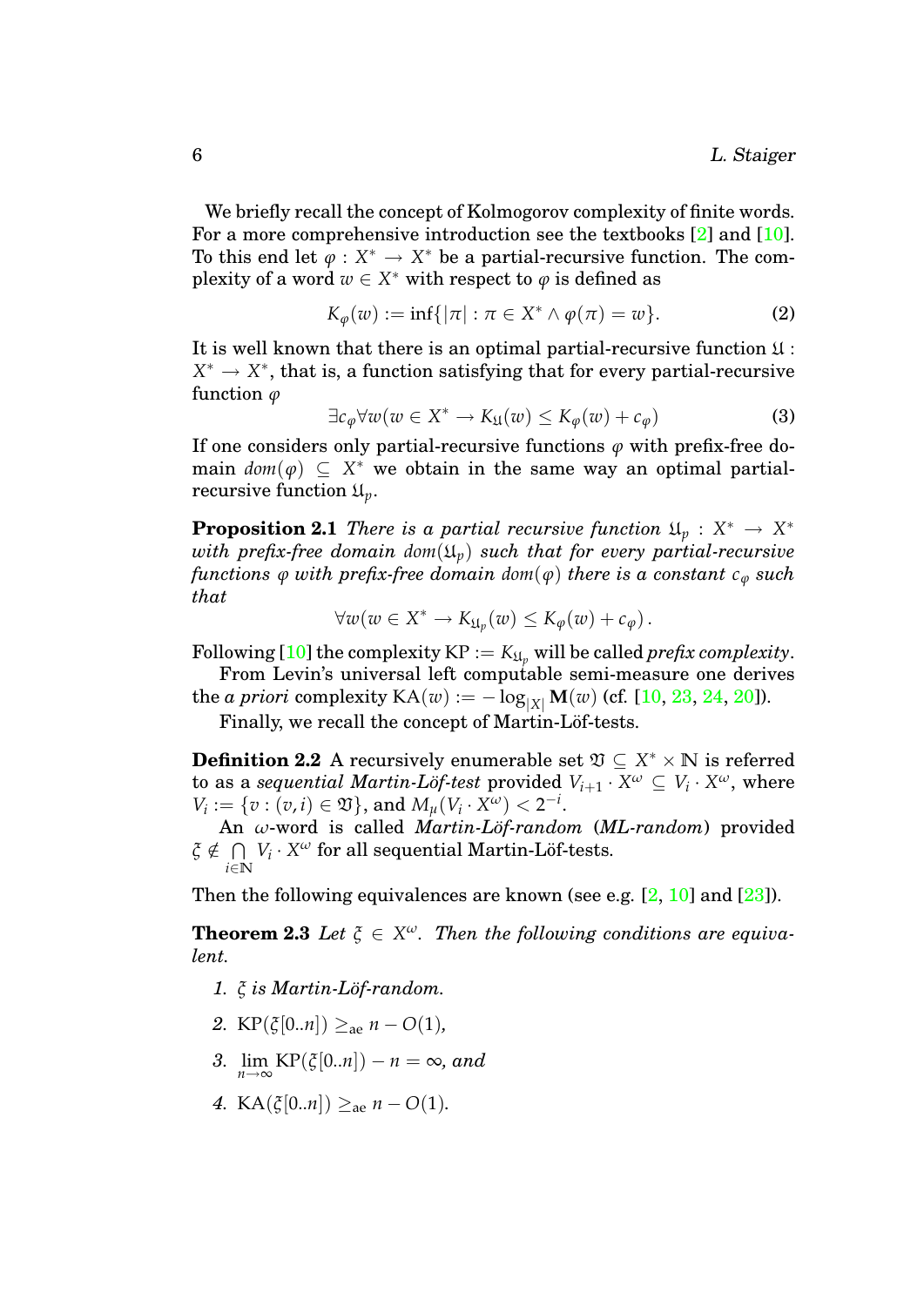We briefly recall the concept of Kolmogorov complexity of finite words. For a more comprehensive introduction see the textbooks [2] and [10]. To this end let $\varphi : X^* \to X^*$ be a partial-recursive function. The complexity of a word $w \in X^*$ with respect to $\varphi$ is defined as

$$K_\varphi(w) := \inf\{|\pi| : \pi \in X^* \wedge \varphi(\pi) = w\}. \tag{2}$$

It is well known that there is an optimal partial-recursive function $\mathfrak{U} : X^* \to X^*$, that is, a function satisfying that for every partial-recursive function $\varphi$

$$\exists c_\varphi \forall w (w \in X^* \to K_{\mathfrak{U}}(w) \leq K_\varphi(w) + c_\varphi) \tag{3}$$

If one considers only partial-recursive functions $\varphi$ with prefix-free domain $dom(\varphi) \subseteq X^*$ we obtain in the same way an optimal partial-recursive function $\mathfrak{U}_p$.

**Proposition 2.1** *There is a partial recursive function $\mathfrak{U}_p : X^* \to X^*$ with prefix-free domain $dom(\mathfrak{U}_p)$ such that for every partial-recursive functions $\varphi$ with prefix-free domain $dom(\varphi)$ there is a constant $c_\varphi$ such that*

$$\forall w (w \in X^* \to K_{\mathfrak{U}_p}(w) \leq K_\varphi(w) + c_\varphi)\,.$$

Following [10] the complexity $\mathrm{KP} := K_{\mathfrak{U}_p}$ will be called *prefix complexity*.

From Levin's universal left computable semi-measure one derives the *a priori* complexity $\mathrm{KA}(w) := -\log_{|X|} \mathbf{M}(w)$ (cf. [10, 23, 24, 20]).

Finally, we recall the concept of Martin-Löf-tests.

**Definition 2.2** A recursively enumerable set $\mathfrak{V} \subseteq X^* \times \mathbb{N}$ is referred to as a *sequential Martin-Löf-test* provided $V_{i+1} \cdot X^\omega \subseteq V_i \cdot X^\omega$, where $V_i := \{v : (v, i) \in \mathfrak{V}\}$, and $M_\mu(V_i \cdot X^\omega) < 2^{-i}$.

An $\omega$-word is called ***Martin-Löf-random* (*ML-random*)** provided $\xi \notin \bigcap_{i \in \mathbb{N}} V_i \cdot X^\omega$ for all sequential Martin-Löf-tests.

Then the following equivalences are known (see e.g. [2, 10] and [23]).

**Theorem 2.3** *Let $\xi \in X^\omega$. Then the following conditions are equivalent.*

1. *$\xi$ is Martin-Löf-random.*
2. $\mathrm{KP}(\xi[0..n]) \geq_{\mathrm{ae}} n - O(1)$,
3. $\lim_{n\to\infty} \mathrm{KP}(\xi[0..n]) - n = \infty$, *and*
4. $\mathrm{KA}(\xi[0..n]) \geq_{\mathrm{ae}} n - O(1)$.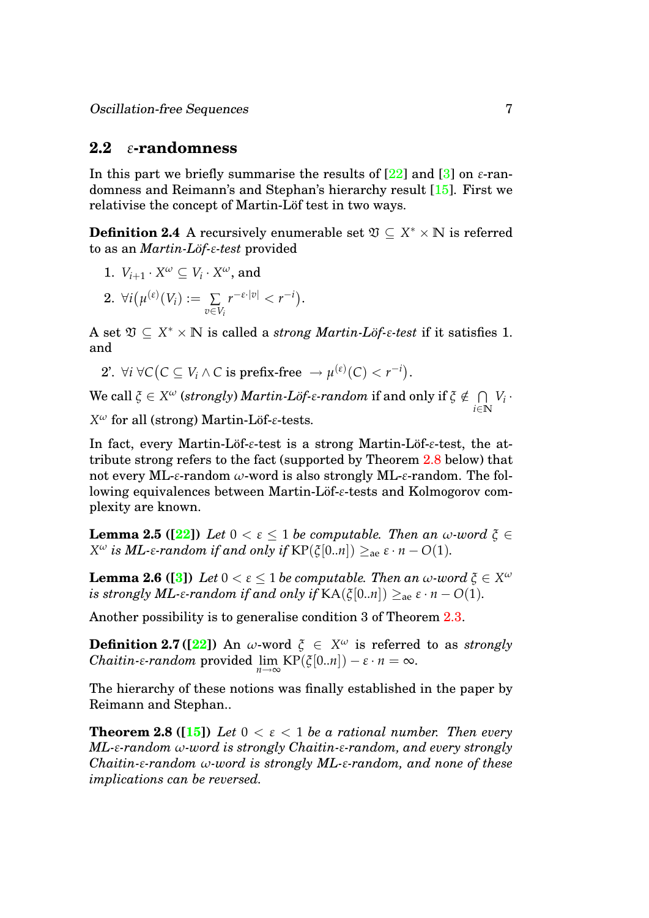## 2.2 $\varepsilon$-randomness

In this part we briefly summarise the results of [22] and [3] on $\varepsilon$-randomness and Reimann's and Stephan's hierarchy result [15]. First we relativise the concept of Martin-Löf test in two ways.

**Definition 2.4** A recursively enumerable set $\mathfrak{V} \subseteq X^* \times \mathbb{N}$ is referred to as an *Martin-Löf-$\varepsilon$-test* provided

1. $V_{i+1} \cdot X^\omega \subseteq V_i \cdot X^\omega$, and
2. $\forall i \big( \mu^{(\varepsilon)}(V_i) := \sum_{v \in V_i} r^{-\varepsilon \cdot |v|} < r^{-i} \big)$.

A set $\mathfrak{V} \subseteq X^* \times \mathbb{N}$ is called a *strong Martin-Löf-$\varepsilon$-test* if it satisfies 1. and

2'. $\forall i \, \forall C \big( C \subseteq V_i \wedge C$ is prefix-free $\rightarrow \mu^{(\varepsilon)}(C) < r^{-i} \big)$.

We call $\xi \in X^\omega$ *(strongly) Martin-Löf-$\varepsilon$-random* if and only if $\xi \notin \bigcap_{i \in \mathbb{N}} V_i \cdot X^\omega$ for all (strong) Martin-Löf-$\varepsilon$-tests.

In fact, every Martin-Löf-$\varepsilon$-test is a strong Martin-Löf-$\varepsilon$-test, the attribute strong refers to the fact (supported by Theorem 2.8 below) that not every ML-$\varepsilon$-random $\omega$-word is also strongly ML-$\varepsilon$-random. The following equivalences between Martin-Löf-$\varepsilon$-tests and Kolmogorov complexity are known.

**Lemma 2.5 ([22])** *Let $0 < \varepsilon \leq 1$ be computable. Then an $\omega$-word $\xi \in X^\omega$ is ML-$\varepsilon$-random if and only if* $\mathrm{KP}(\xi[0..n]) \geq_{\mathrm{ae}} \varepsilon \cdot n - O(1)$.

**Lemma 2.6 ([3])** *Let $0 < \varepsilon \leq 1$ be computable. Then an $\omega$-word $\xi \in X^\omega$ is strongly ML-$\varepsilon$-random if and only if* $\mathrm{KA}(\xi[0..n]) \geq_{\mathrm{ae}} \varepsilon \cdot n - O(1)$.

Another possibility is to generalise condition 3 of Theorem 2.3.

**Definition 2.7 ([22])** An $\omega$-word $\xi \in X^\omega$ is referred to as *strongly Chaitin-$\varepsilon$-random* provided $\lim_{n\to\infty} \mathrm{KP}(\xi[0..n]) - \varepsilon \cdot n = \infty$.

The hierarchy of these notions was finally established in the paper by Reimann and Stephan..

**Theorem 2.8 ([15])** *Let $0 < \varepsilon < 1$ be a rational number. Then every ML-$\varepsilon$-random $\omega$-word is strongly Chaitin-$\varepsilon$-random, and every strongly Chaitin-$\varepsilon$-random $\omega$-word is strongly ML-$\varepsilon$-random, and none of these implications can be reversed.*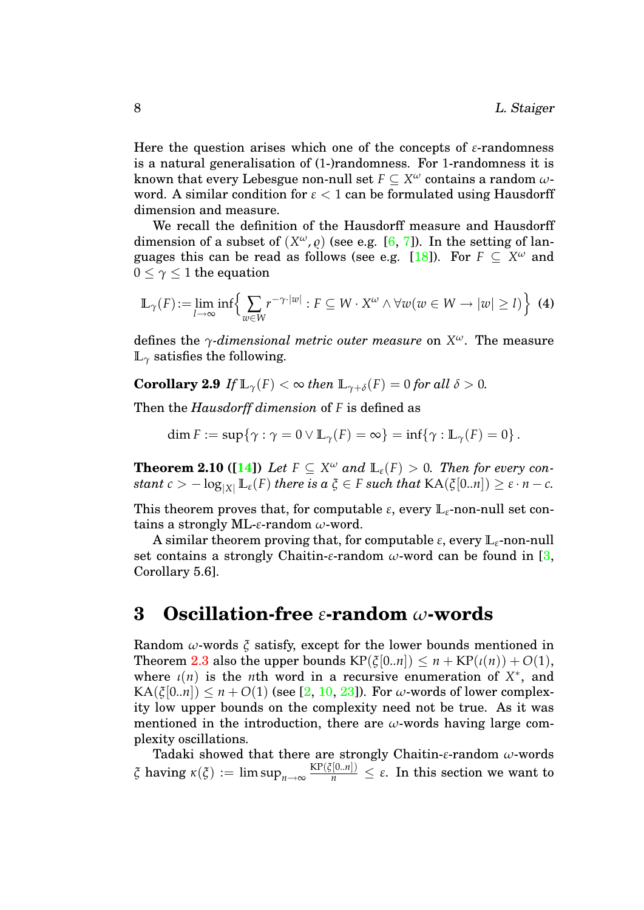Here the question arises which one of the concepts of $\varepsilon$-randomness is a natural generalisation of (1-)randomness. For 1-randomness it is known that every Lebesgue non-null set $F \subseteq X^\omega$ contains a random $\omega$-word. A similar condition for $\varepsilon < 1$ can be formulated using Hausdorff dimension and measure.

We recall the definition of the Hausdorff measure and Hausdorff dimension of a subset of $(X^\omega, \varrho)$ (see e.g. [6, 7]). In the setting of languages this can be read as follows (see e.g. [18]). For $F \subseteq X^\omega$ and $0 \leq \gamma \leq 1$ the equation

$$\mathbb{L}_\gamma(F) := \lim_{l \to \infty} \inf \Big\{ \sum_{w \in W} r^{-\gamma \cdot |w|} : F \subseteq W \cdot X^\omega \wedge \forall w (w \in W \to |w| \geq l) \Big\} \quad \textbf{(4)}$$

defines the *$\gamma$-dimensional metric outer measure* on $X^\omega$. The measure $\mathbb{L}_\gamma$ satisfies the following.

**Corollary 2.9** *If $\mathbb{L}_\gamma(F) < \infty$ then $\mathbb{L}_{\gamma+\delta}(F) = 0$ for all $\delta > 0$.*

Then the *Hausdorff dimension* of $F$ is defined as

$$\dim F := \sup\{\gamma : \gamma = 0 \vee \mathbb{L}_\gamma(F) = \infty\} = \inf\{\gamma : \mathbb{L}_\gamma(F) = 0\}.$$

**Theorem 2.10 ([14])** *Let $F \subseteq X^\omega$ and $\mathbb{L}_\varepsilon(F) > 0$. Then for every constant $c > -\log_{|X|} \mathbb{L}_\varepsilon(F)$ there is a $\xi \in F$ such that $\mathrm{KA}(\xi[0..n]) \geq \varepsilon \cdot n - c$.*

This theorem proves that, for computable $\varepsilon$, every $\mathbb{L}_\varepsilon$-non-null set contains a strongly ML-$\varepsilon$-random $\omega$-word.

A similar theorem proving that, for computable $\varepsilon$, every $\mathbb{L}_\varepsilon$-non-null set contains a strongly Chaitin-$\varepsilon$-random $\omega$-word can be found in [3, Corollary 5.6].

## 3 Oscillation-free $\varepsilon$-random $\omega$-words

Random $\omega$-words $\xi$ satisfy, except for the lower bounds mentioned in Theorem 2.3 also the upper bounds $\mathrm{KP}(\xi[0..n]) \leq n + \mathrm{KP}(\iota(n)) + O(1)$, where $\iota(n)$ is the $n$th word in a recursive enumeration of $X^*$, and $\mathrm{KA}(\xi[0..n]) \leq n + O(1)$ (see [2, 10, 23]). For $\omega$-words of lower complexity low upper bounds on the complexity need not be true. As it was mentioned in the introduction, there are $\omega$-words having large complexity oscillations.

Tadaki showed that there are strongly Chaitin-$\varepsilon$-random $\omega$-words $\xi$ having $\kappa(\xi) := \limsup_{n \to \infty} \frac{\mathrm{KP}(\xi[0..n])}{n} \leq \varepsilon$. In this section we want to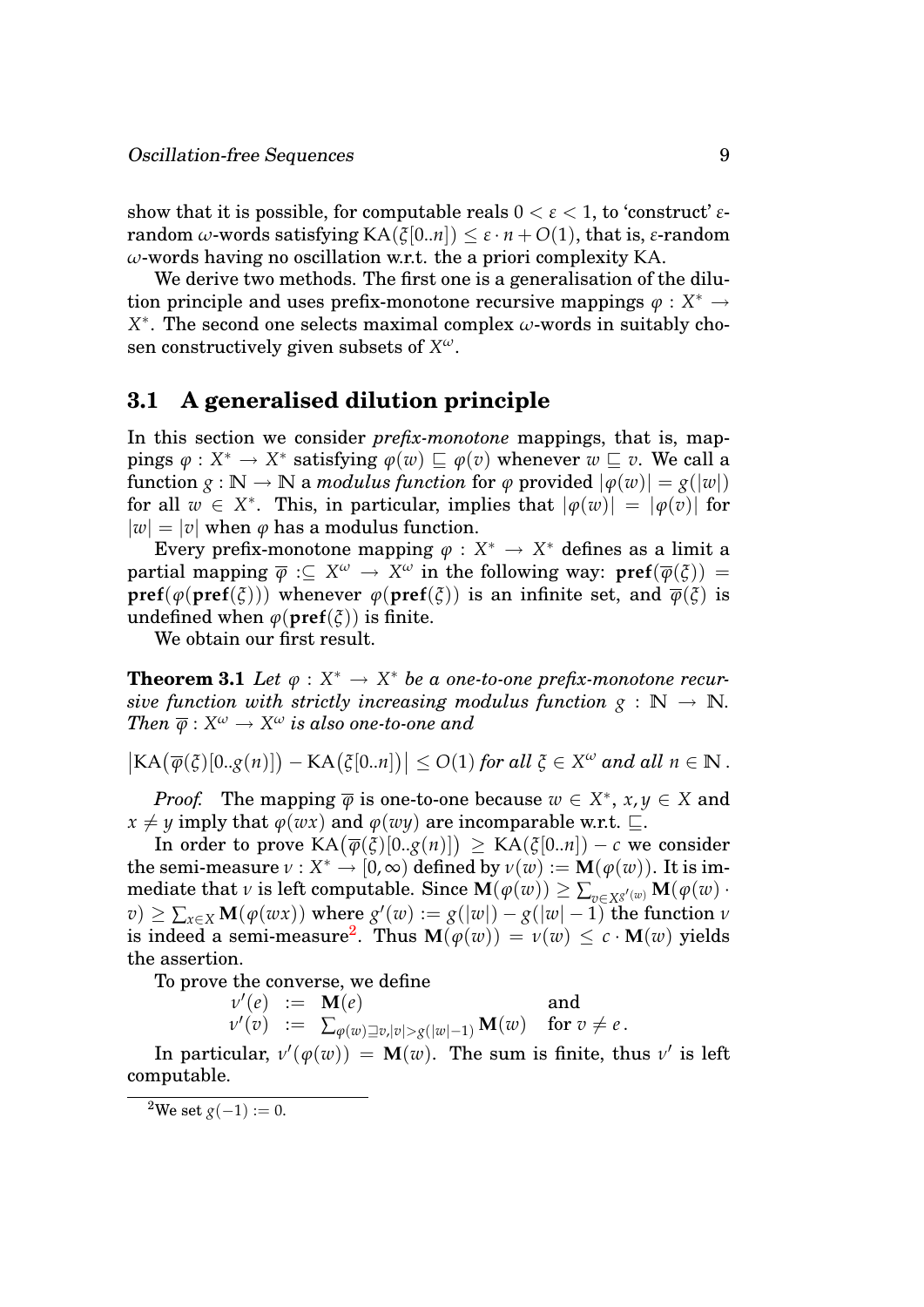show that it is possible, for computable reals $0 < \varepsilon < 1$, to 'construct' $\varepsilon$-random $\omega$-words satisfying $\mathrm{KA}(\xi[0..n]) \leq \varepsilon \cdot n + O(1)$, that is, $\varepsilon$-random $\omega$-words having no oscillation w.r.t. the a priori complexity KA.

We derive two methods. The first one is a generalisation of the dilution principle and uses prefix-monotone recursive mappings $\varphi : X^* \to X^*$. The second one selects maximal complex $\omega$-words in suitably chosen constructively given subsets of $X^\omega$.

## 3.1 A generalised dilution principle

In this section we consider *prefix-monotone* mappings, that is, mappings $\varphi : X^* \to X^*$ satisfying $\varphi(w) \sqsubseteq \varphi(v)$ whenever $w \sqsubseteq v$. We call a function $g : \mathbb{N} \to \mathbb{N}$ a *modulus function* for $\varphi$ provided $|\varphi(w)| = g(|w|)$ for all $w \in X^*$. This, in particular, implies that $|\varphi(w)| = |\varphi(v)|$ for $|w| = |v|$ when $\varphi$ has a modulus function.

Every prefix-monotone mapping $\varphi : X^* \to X^*$ defines as a limit a partial mapping $\overline{\varphi} :\subseteq X^\omega \to X^\omega$ in the following way: $\mathbf{pref}(\overline{\varphi}(\xi)) = \mathbf{pref}(\varphi(\mathbf{pref}(\xi)))$ whenever $\varphi(\mathbf{pref}(\xi))$ is an infinite set, and $\overline{\varphi}(\xi)$ is undefined when $\varphi(\mathbf{pref}(\xi))$ is finite.

We obtain our first result.

**Theorem 3.1** *Let $\varphi : X^* \to X^*$ be a one-to-one prefix-monotone recursive function with strictly increasing modulus function $g : \mathbb{N} \to \mathbb{N}$. Then $\overline{\varphi} : X^\omega \to X^\omega$ is also one-to-one and*

$$\left|\mathrm{KA}\big(\overline{\varphi}(\xi)[0..g(n)]\big) - \mathrm{KA}\big(\xi[0..n]\big)\right| \leq O(1) \text{ for all } \xi \in X^\omega \text{ and all } n \in \mathbb{N}\,.$$

*Proof.* The mapping $\overline{\varphi}$ is one-to-one because $w \in X^*$, $x, y \in X$ and $x \neq y$ imply that $\varphi(wx)$ and $\varphi(wy)$ are incomparable w.r.t. $\sqsubseteq$.

In order to prove $\mathrm{KA}\big(\overline{\varphi}(\xi)[0..g(n)]\big) \geq \mathrm{KA}(\xi[0..n]) - c$ we consider the semi-measure $\nu : X^* \to [0, \infty)$ defined by $\nu(w) := \mathbf{M}(\varphi(w))$. It is immediate that $\nu$ is left computable. Since $\mathbf{M}(\varphi(w)) \geq \sum_{v \in X^{g'(w)}} \mathbf{M}(\varphi(w) \cdot v) \geq \sum_{x \in X} \mathbf{M}(\varphi(wx))$ where $g'(w) := g(|w|) - g(|w| - 1)$ the function $\nu$ is indeed a semi-measure[2]. Thus $\mathbf{M}(\varphi(w)) = \nu(w) \leq c \cdot \mathbf{M}(w)$ yields the assertion.

To prove the converse, we define

$$\begin{array}{lcll} \nu'(e) & := & \mathbf{M}(e) & \text{and} \\ \nu'(v) & := & \sum_{\varphi(w) \sqsupseteq v, |v| > g(|w|-1)} \mathbf{M}(w) & \text{for } v \neq e\,. \end{array}$$

In particular, $\nu'(\varphi(w)) = \mathbf{M}(w)$. The sum is finite, thus $\nu'$ is left computable.

[2] We set $g(-1) := 0$.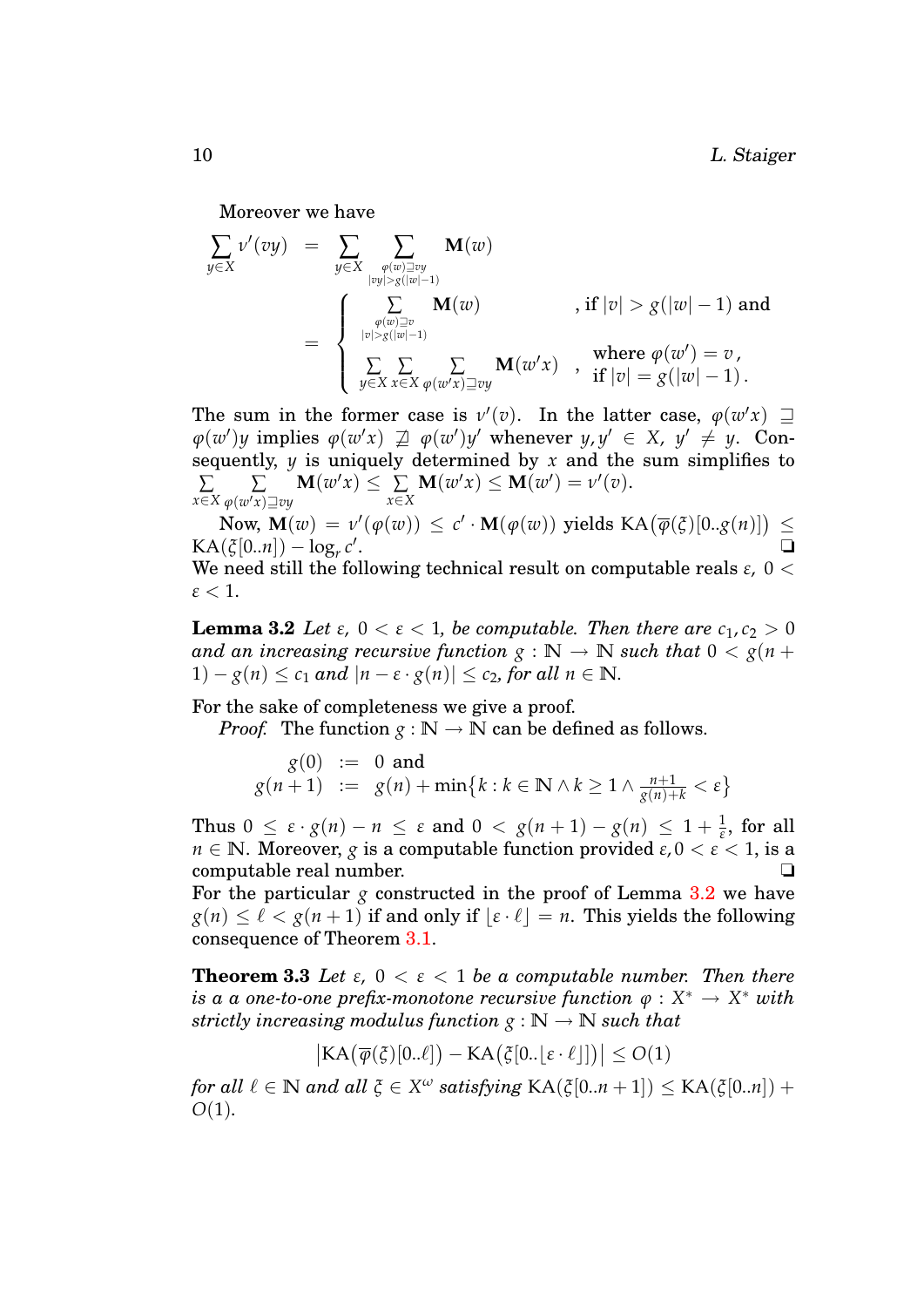Moreover we have

$$\sum_{y\in X}\nu'(vy) = \sum_{y\in X}\sum_{\substack{\varphi(w)\sqsupseteq vy\\ |vy|>g(|w|-1)}}\mathbf{M}(w) = \begin{cases}\displaystyle\sum_{\substack{\varphi(w)\sqsupseteq v\\ |v|>g(|w|-1)}}\mathbf{M}(w) & \text{, if } |v|>g(|w|-1) \text{ and}\\ \displaystyle\sum_{y\in X}\sum_{x\in X}\sum_{\varphi(w'x)\sqsupseteq vy}\mathbf{M}(w'x) & ,\ \begin{array}{l}\text{where } \varphi(w')=v\,,\\ \text{if } |v|=g(|w|-1)\,.\end{array}\end{cases}$$

The sum in the former case is $\nu'(v)$. In the latter case, $\varphi(w'x)\sqsupseteq\varphi(w')y$ implies $\varphi(w'x)\not\sqsupseteq\varphi(w')y'$ whenever $y,y'\in X$, $y'\neq y$. Consequently, $y$ is uniquely determined by $x$ and the sum simplifies to $\sum_{x\in X}\sum_{\varphi(w'x)\sqsupseteq vy}\mathbf{M}(w'x)\leq\sum_{x\in X}\mathbf{M}(w'x)\leq\mathbf{M}(w')=\nu'(v)$.

Now, $\mathbf{M}(w)=\nu'(\varphi(w))\leq c'\cdot\mathbf{M}(\varphi(w))$ yields $\mathrm{KA}\big(\overline{\varphi}(\xi)[0..g(n)]\big)\leq\mathrm{KA}(\xi[0..n])-\log_r c'$. ❑

We need still the following technical result on computable reals $\varepsilon$, $0<\varepsilon<1$.

**Lemma 3.2** *Let $\varepsilon$, $0<\varepsilon<1$, be computable. Then there are $c_1,c_2>0$ and an increasing recursive function $g:\mathbb{N}\to\mathbb{N}$ such that $0<g(n+1)-g(n)\leq c_1$ and $|n-\varepsilon\cdot g(n)|\leq c_2$, for all $n\in\mathbb{N}$.*

For the sake of completeness we give a proof.

*Proof.* The function $g:\mathbb{N}\to\mathbb{N}$ can be defined as follows.

$$\begin{aligned} g(0) &:= 0 \text{ and}\\ g(n+1) &:= g(n)+\min\{k : k\in\mathbb{N}\wedge k\geq 1\wedge \tfrac{n+1}{g(n)+k}<\varepsilon\}\end{aligned}$$

Thus $0\leq\varepsilon\cdot g(n)-n\leq\varepsilon$ and $0<g(n+1)-g(n)\leq 1+\frac{1}{\varepsilon}$, for all $n\in\mathbb{N}$. Moreover, $g$ is a computable function provided $\varepsilon, 0<\varepsilon<1$, is a computable real number. ❑

For the particular $g$ constructed in the proof of Lemma 3.2 we have $g(n)\leq\ell<g(n+1)$ if and only if $\lfloor\varepsilon\cdot\ell\rfloor=n$. This yields the following consequence of Theorem 3.1.

**Theorem 3.3** *Let $\varepsilon$, $0<\varepsilon<1$ be a computable number. Then there is a a one-to-one prefix-monotone recursive function $\varphi:X^*\to X^*$ with strictly increasing modulus function $g:\mathbb{N}\to\mathbb{N}$ such that*

$$\big|\mathrm{KA}\big(\overline{\varphi}(\xi)[0..\ell]\big)-\mathrm{KA}\big(\xi[0..\lfloor\varepsilon\cdot\ell\rfloor]\big)\big|\leq O(1)$$

*for all $\ell\in\mathbb{N}$ and all $\xi\in X^\omega$ satisfying $\mathrm{KA}(\xi[0..n+1])\leq\mathrm{KA}(\xi[0..n])+O(1)$.*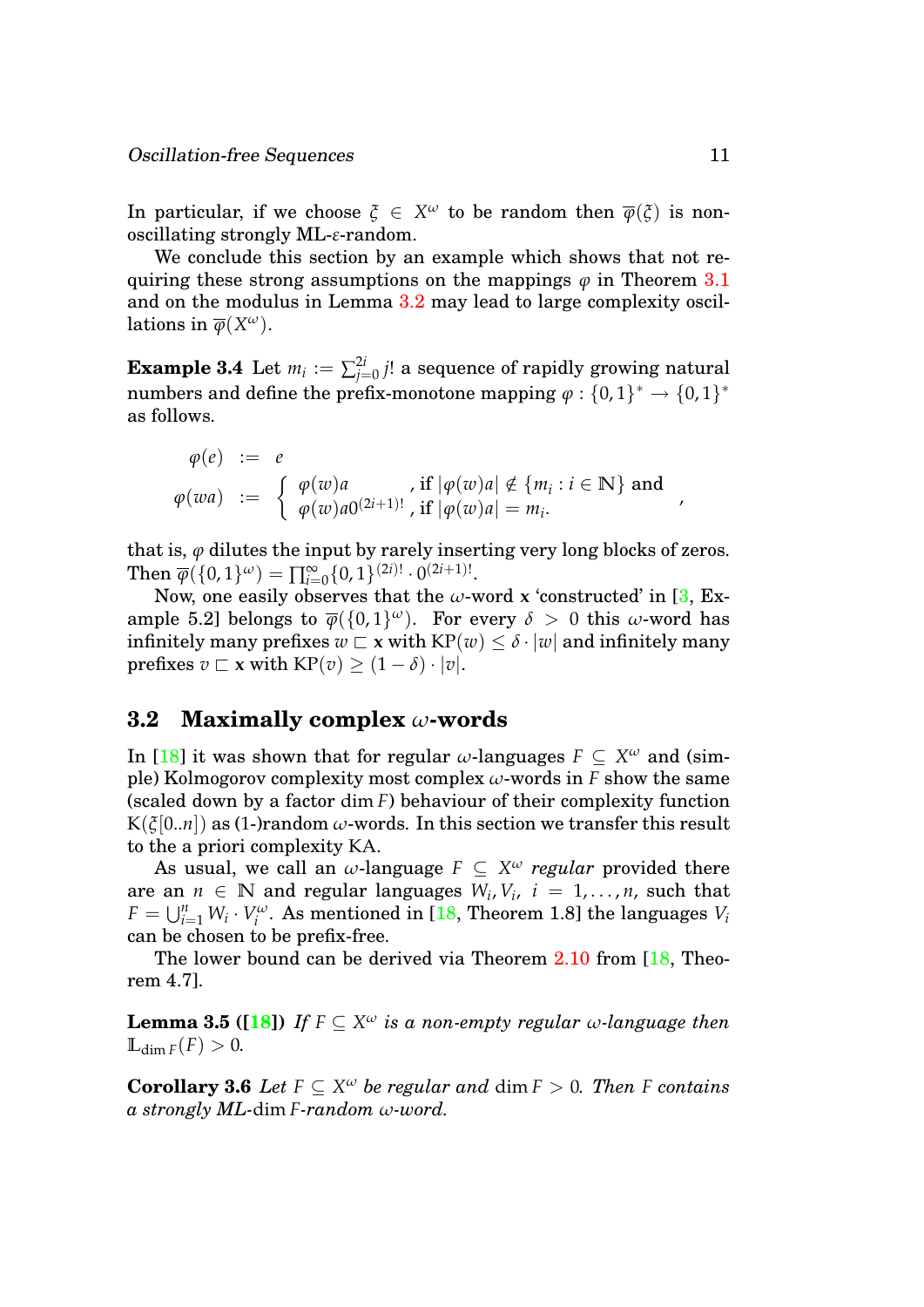In particular, if we choose $\xi \in X^\omega$ to be random then $\overline{\varphi}(\xi)$ is non-oscillating strongly ML-$\varepsilon$-random.

We conclude this section by an example which shows that not requiring these strong assumptions on the mappings $\varphi$ in Theorem 3.1 and on the modulus in Lemma 3.2 may lead to large complexity oscillations in $\overline{\varphi}(X^\omega)$.

**Example 3.4** Let $m_i := \sum_{j=0}^{2i} j!$ a sequence of rapidly growing natural numbers and define the prefix-monotone mapping $\varphi : \{0,1\}^* \to \{0,1\}^*$ as follows.

$$
\begin{aligned}
\varphi(e) &:= e \\
\varphi(wa) &:= \begin{cases} \varphi(w)a & \text{, if } |\varphi(w)a| \notin \{m_i : i \in \mathbb{N}\} \text{ and} \\ \varphi(w)a0^{(2i+1)!} & \text{, if } |\varphi(w)a| = m_i. \end{cases},
\end{aligned}
$$

that is, $\varphi$ dilutes the input by rarely inserting very long blocks of zeros. Then $\overline{\varphi}(\{0,1\}^\omega) = \prod_{i=0}^{\infty} \{0,1\}^{(2i)!} \cdot 0^{(2i+1)!}$.

Now, one easily observes that the $\omega$-word $\mathbf{x}$ 'constructed' in [3, Example 5.2] belongs to $\overline{\varphi}(\{0,1\}^\omega)$. For every $\delta > 0$ this $\omega$-word has infinitely many prefixes $w \sqsubset \mathbf{x}$ with $\mathrm{KP}(w) \leq \delta \cdot |w|$ and infinitely many prefixes $v \sqsubset \mathbf{x}$ with $\mathrm{KP}(v) \geq (1 - \delta) \cdot |v|$.

## 3.2 Maximally complex $\omega$-words

In [18] it was shown that for regular $\omega$-languages $F \subseteq X^\omega$ and (simple) Kolmogorov complexity most complex $\omega$-words in $F$ show the same (scaled down by a factor $\dim F$) behaviour of their complexity function $\mathrm{K}(\xi[0..n])$ as (1-)random $\omega$-words. In this section we transfer this result to the a priori complexity KA.

As usual, we call an $\omega$-language $F \subseteq X^\omega$ *regular* provided there are an $n \in \mathbb{N}$ and regular languages $W_i, V_i$, $i = 1, \ldots, n$, such that $F = \bigcup_{i=1}^{n} W_i \cdot V_i^\omega$. As mentioned in [18, Theorem 1.8] the languages $V_i$ can be chosen to be prefix-free.

The lower bound can be derived via Theorem 2.10 from [18, Theorem 4.7].

**Lemma 3.5 ([18])** *If $F \subseteq X^\omega$ is a non-empty regular $\omega$-language then $\mathbb{L}_{\dim F}(F) > 0$.*

**Corollary 3.6** *Let $F \subseteq X^\omega$ be regular and $\dim F > 0$. Then $F$ contains a strongly ML-$\dim F$-random $\omega$-word.*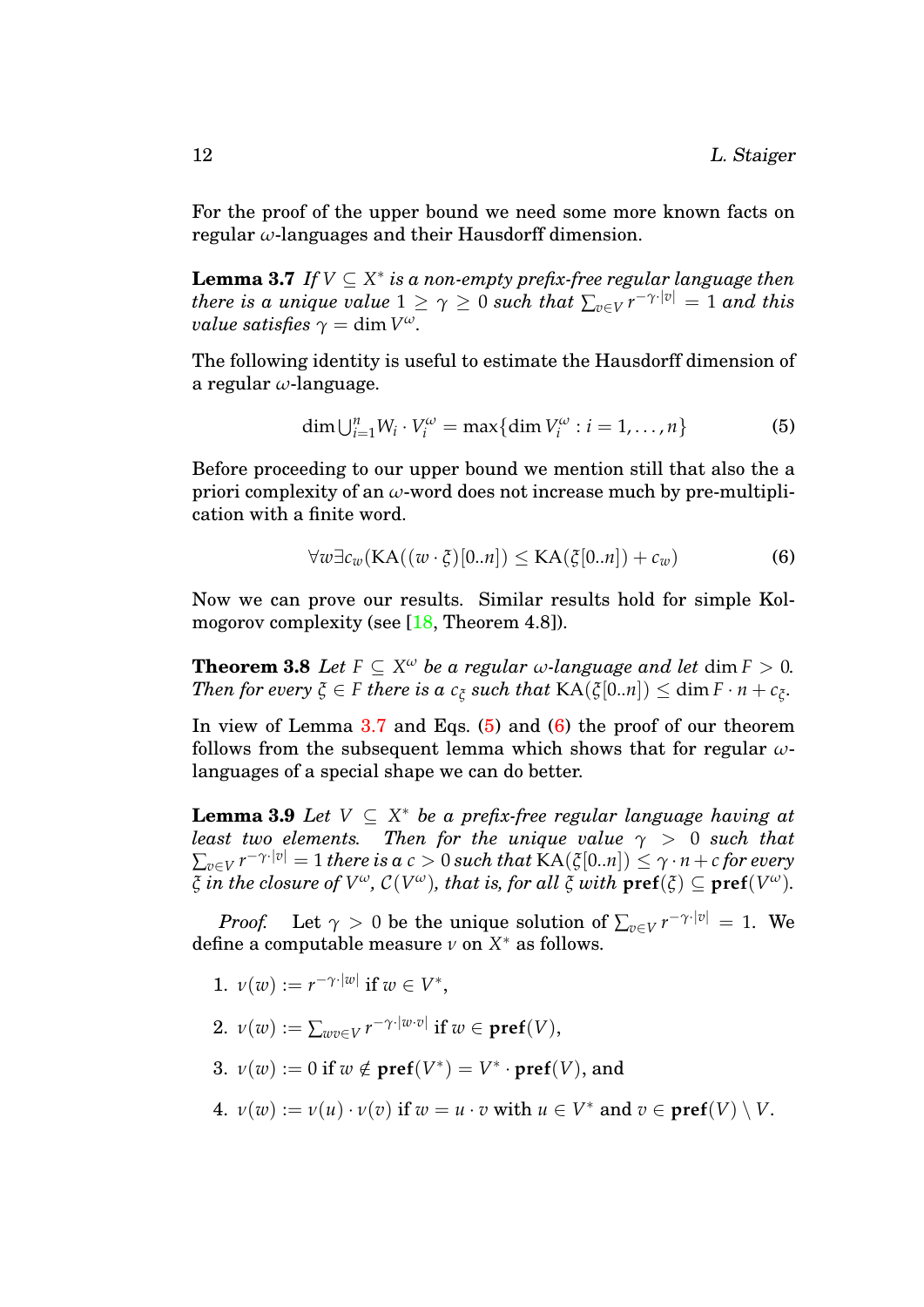For the proof of the upper bound we need some more known facts on regular $\omega$-languages and their Hausdorff dimension.

**Lemma 3.7** *If $V \subseteq X^*$ is a non-empty prefix-free regular language then there is a unique value $1 \geq \gamma \geq 0$ such that $\sum_{v \in V} r^{-\gamma \cdot |v|} = 1$ and this value satisfies $\gamma = \dim V^\omega$.*

The following identity is useful to estimate the Hausdorff dimension of a regular $\omega$-language.

$$\dim \bigcup_{i=1}^{n} W_i \cdot V_i^\omega = \max\{\dim V_i^\omega : i = 1, \ldots, n\} \tag{5}$$

Before proceeding to our upper bound we mention still that also the a priori complexity of an $\omega$-word does not increase much by pre-multiplication with a finite word.

$$\forall w \exists c_w (\mathrm{KA}((w \cdot \xi)[0..n]) \leq \mathrm{KA}(\xi[0..n]) + c_w) \tag{6}$$

Now we can prove our results. Similar results hold for simple Kolmogorov complexity (see [18, Theorem 4.8]).

**Theorem 3.8** *Let $F \subseteq X^\omega$ be a regular $\omega$-language and let $\dim F > 0$. Then for every $\xi \in F$ there is a $c_\xi$ such that $\mathrm{KA}(\xi[0..n]) \leq \dim F \cdot n + c_\xi$.*

In view of Lemma 3.7 and Eqs. (5) and (6) the proof of our theorem follows from the subsequent lemma which shows that for regular $\omega$-languages of a special shape we can do better.

**Lemma 3.9** *Let $V \subseteq X^*$ be a prefix-free regular language having at least two elements. Then for the unique value $\gamma > 0$ such that $\sum_{v \in V} r^{-\gamma \cdot |v|} = 1$ there is a $c > 0$ such that $\mathrm{KA}(\xi[0..n]) \leq \gamma \cdot n + c$ for every $\xi$ in the closure of $V^\omega$, $\mathcal{C}(V^\omega)$, that is, for all $\xi$ with $\mathbf{pref}(\xi) \subseteq \mathbf{pref}(V^\omega)$.*

*Proof.* Let $\gamma > 0$ be the unique solution of $\sum_{v \in V} r^{-\gamma \cdot |v|} = 1$. We define a computable measure $\nu$ on $X^*$ as follows.

1. $\nu(w) := r^{-\gamma \cdot |w|}$ if $w \in V^*$,
2. $\nu(w) := \sum_{wv \in V} r^{-\gamma \cdot |w \cdot v|}$ if $w \in \mathbf{pref}(V)$,
3. $\nu(w) := 0$ if $w \notin \mathbf{pref}(V^*) = V^* \cdot \mathbf{pref}(V)$, and
4. $\nu(w) := \nu(u) \cdot \nu(v)$ if $w = u \cdot v$ with $u \in V^*$ and $v \in \mathbf{pref}(V) \setminus V$.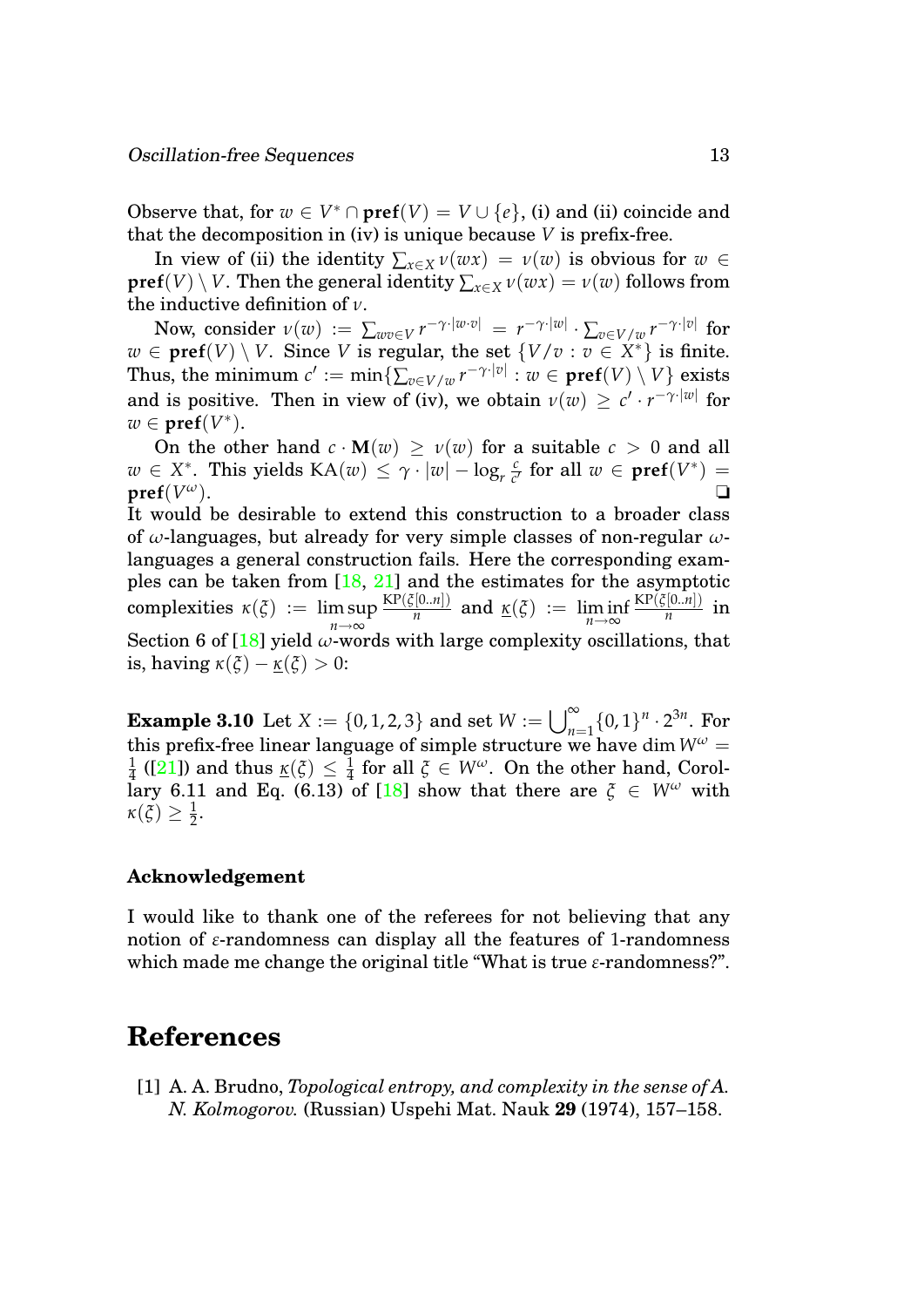Observe that, for $w \in V^* \cap \mathbf{pref}(V) = V \cup \{e\}$, (i) and (ii) coincide and that the decomposition in (iv) is unique because $V$ is prefix-free.

In view of (ii) the identity $\sum_{x \in X} \nu(wx) = \nu(w)$ is obvious for $w \in \mathbf{pref}(V) \setminus V$. Then the general identity $\sum_{x \in X} \nu(wx) = \nu(w)$ follows from the inductive definition of $\nu$.

Now, consider $\nu(w) := \sum_{wv \in V} r^{-\gamma \cdot |w \cdot v|} = r^{-\gamma \cdot |w|} \cdot \sum_{v \in V/w} r^{-\gamma \cdot |v|}$ for $w \in \mathbf{pref}(V) \setminus V$. Since $V$ is regular, the set $\{V/v : v \in X^*\}$ is finite. Thus, the minimum $c' := \min\{\sum_{v \in V/w} r^{-\gamma \cdot |v|} : w \in \mathbf{pref}(V) \setminus V\}$ exists and is positive. Then in view of (iv), we obtain $\nu(w) \geq c' \cdot r^{-\gamma \cdot |w|}$ for $w \in \mathbf{pref}(V^*)$.

On the other hand $c \cdot \mathbf{M}(w) \geq \nu(w)$ for a suitable $c > 0$ and all $w \in X^*$. This yields $\mathrm{KA}(w) \leq \gamma \cdot |w| - \log_r \frac{c}{c'}$ for all $w \in \mathbf{pref}(V^*) = \mathbf{pref}(V^\omega)$. ❑

It would be desirable to extend this construction to a broader class of $\omega$-languages, but already for very simple classes of non-regular $\omega$-languages a general construction fails. Here the corresponding examples can be taken from [18, 21] and the estimates for the asymptotic complexities $\kappa(\xi) := \limsup_{n \to \infty} \frac{\mathrm{KP}(\xi[0..n])}{n}$ and $\underline{\kappa}(\xi) := \liminf_{n \to \infty} \frac{\mathrm{KP}(\xi[0..n])}{n}$ in Section 6 of [18] yield $\omega$-words with large complexity oscillations, that is, having $\kappa(\xi) - \underline{\kappa}(\xi) > 0$:

**Example 3.10** Let $X := \{0, 1, 2, 3\}$ and set $W := \bigcup_{n=1}^{\infty} \{0, 1\}^n \cdot 2^{3n}$. For this prefix-free linear language of simple structure we have $\dim W^\omega = \frac{1}{4}$ ([21]) and thus $\underline{\kappa}(\xi) \leq \frac{1}{4}$ for all $\xi \in W^\omega$. On the other hand, Corollary 6.11 and Eq. (6.13) of [18] show that there are $\xi \in W^\omega$ with $\kappa(\xi) \geq \frac{1}{2}$.

### Acknowledgement

I would like to thank one of the referees for not believing that any notion of $\varepsilon$-randomness can display all the features of 1-randomness which made me change the original title "What is true $\varepsilon$-randomness?".

## References

[1] A. A. Brudno, *Topological entropy, and complexity in the sense of A. N. Kolmogorov.* (Russian) Uspehi Mat. Nauk **29** (1974), 157–158.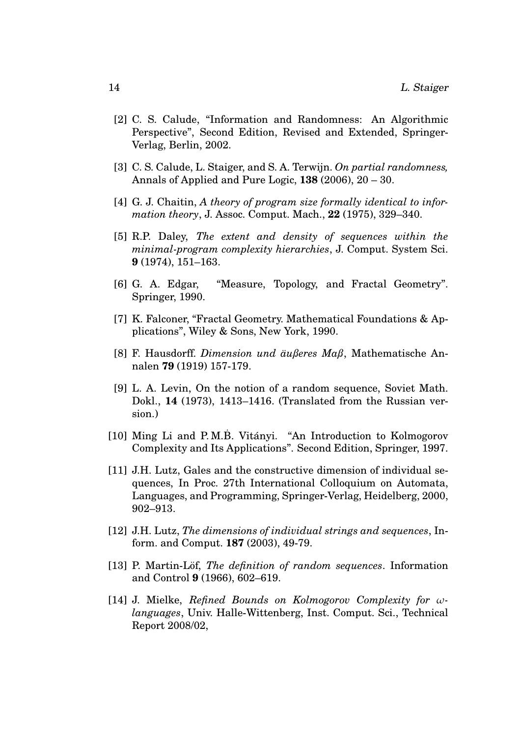[2] C. S. Calude, "Information and Randomness: An Algorithmic Perspective", Second Edition, Revised and Extended, Springer-Verlag, Berlin, 2002.

[3] C. S. Calude, L. Staiger, and S. A. Terwijn. *On partial randomness,* Annals of Applied and Pure Logic, **138** (2006), 20 – 30.

[4] G. J. Chaitin, *A theory of program size formally identical to information theory*, J. Assoc. Comput. Mach., **22** (1975), 329–340.

[5] R.P. Daley, *The extent and density of sequences within the minimal-program complexity hierarchies*, J. Comput. System Sci. **9** (1974), 151–163.

[6] G. A. Edgar, "Measure, Topology, and Fractal Geometry". Springer, 1990.

[7] K. Falconer, "Fractal Geometry. Mathematical Foundations & Applications", Wiley & Sons, New York, 1990.

[8] F. Hausdorff. *Dimension und äußeres Maß*, Mathematische Annalen **79** (1919) 157-179.

[9] L. A. Levin, On the notion of a random sequence, Soviet Math. Dokl., **14** (1973), 1413–1416. (Translated from the Russian version.)

[10] Ming Li and P. M.Ḃ. Vitányi. "An Introduction to Kolmogorov Complexity and Its Applications". Second Edition, Springer, 1997.

[11] J.H. Lutz, Gales and the constructive dimension of individual sequences, In Proc. 27th International Colloquium on Automata, Languages, and Programming, Springer-Verlag, Heidelberg, 2000, 902–913.

[12] J.H. Lutz, *The dimensions of individual strings and sequences*, Inform. and Comput. **187** (2003), 49-79.

[13] P. Martin-Löf, *The definition of random sequences*. Information and Control **9** (1966), 602–619.

[14] J. Mielke, *Refined Bounds on Kolmogorov Complexity for $\omega$-languages*, Univ. Halle-Wittenberg, Inst. Comput. Sci., Technical Report 2008/02,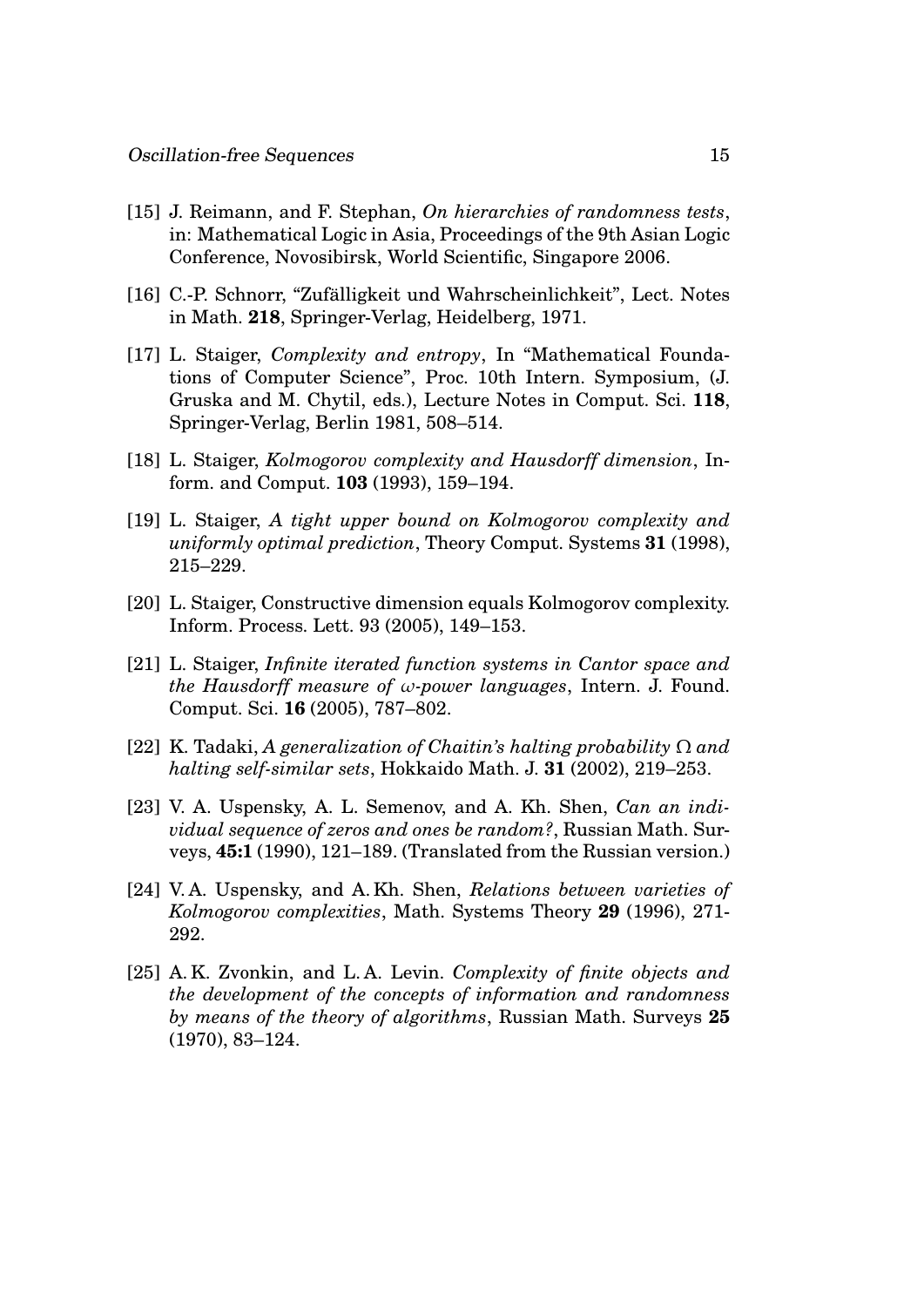[15] J. Reimann, and F. Stephan, *On hierarchies of randomness tests*, in: Mathematical Logic in Asia, Proceedings of the 9th Asian Logic Conference, Novosibirsk, World Scientific, Singapore 2006.

[16] C.-P. Schnorr, "Zufälligkeit und Wahrscheinlichkeit", Lect. Notes in Math. **218**, Springer-Verlag, Heidelberg, 1971.

[17] L. Staiger, *Complexity and entropy*, In "Mathematical Foundations of Computer Science", Proc. 10th Intern. Symposium, (J. Gruska and M. Chytil, eds.), Lecture Notes in Comput. Sci. **118**, Springer–Verlag, Berlin 1981, 508–514.

[18] L. Staiger, *Kolmogorov complexity and Hausdorff dimension*, Inform. and Comput. **103** (1993), 159–194.

[19] L. Staiger, *A tight upper bound on Kolmogorov complexity and uniformly optimal prediction*, Theory Comput. Systems **31** (1998), 215–229.

[20] L. Staiger, Constructive dimension equals Kolmogorov complexity. Inform. Process. Lett. 93 (2005), 149–153.

[21] L. Staiger, *Infinite iterated function systems in Cantor space and the Hausdorff measure of $\omega$-power languages*, Intern. J. Found. Comput. Sci. **16** (2005), 787–802.

[22] K. Tadaki, *A generalization of Chaitin's halting probability $\Omega$ and halting self-similar sets*, Hokkaido Math. J. **31** (2002), 219–253.

[23] V. A. Uspensky, A. L. Semenov, and A. Kh. Shen, *Can an individual sequence of zeros and ones be random?*, Russian Math. Surveys, **45:1** (1990), 121–189. (Translated from the Russian version.)

[24] V. A. Uspensky, and A. Kh. Shen, *Relations between varieties of Kolmogorov complexities*, Math. Systems Theory **29** (1996), 271-292.

[25] A. K. Zvonkin, and L. A. Levin. *Complexity of finite objects and the development of the concepts of information and randomness by means of the theory of algorithms*, Russian Math. Surveys **25** (1970), 83–124.